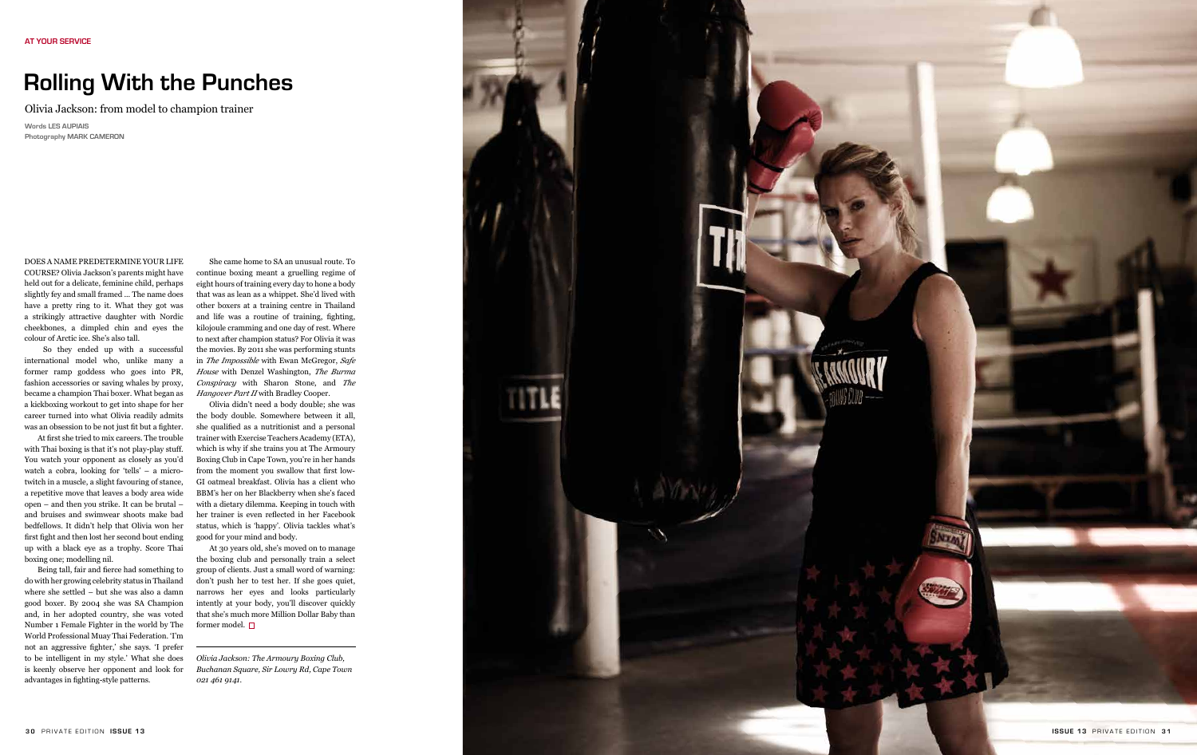AT YOUR SERVICE

# Rolling With the Punches

Olivia Jackson: from model to champion trainer

Words LES AUPIAIS
Photography MARK CAMERON

DOES A NAME PREDETERMINE YOUR LIFE COURSE? Olivia Jackson's parents might have held out for a delicate, feminine child, perhaps slightly fey and small framed … The name does have a pretty ring to it. What they got was a strikingly attractive daughter with Nordic cheekbones, a dimpled chin and eyes the colour of Arctic ice. She's also tall.

So they ended up with a successful international model who, unlike many a former ramp goddess who goes into PR, fashion accessories or saving whales by proxy, became a champion Thai boxer. What began as a kickboxing workout to get into shape for her career turned into what Olivia readily admits was an obsession to be not just fit but a fighter.

At first she tried to mix careers. The trouble with Thai boxing is that it's not play-play stuff. You watch your opponent as closely as you'd watch a cobra, looking for 'tells' – a micro-twitch in a muscle, a slight favouring of stance, a repetitive move that leaves a body area wide open – and then you strike. It can be brutal – and bruises and swimwear shoots make bad bedfellows. It didn't help that Olivia won her first fight and then lost her second bout ending up with a black eye as a trophy. Score Thai boxing one; modelling nil.

Being tall, fair and fierce had something to do with her growing celebrity status in Thailand where she settled – but she was also a damn good boxer. By 2004 she was SA Champion and, in her adopted country, she was voted Number 1 Female Fighter in the world by The World Professional Muay Thai Federation. 'I'm not an aggressive fighter,' she says. 'I prefer to be intelligent in my style.' What she does is keenly observe her opponent and look for advantages in fighting-style patterns.

She came home to SA an unusual route. To continue boxing meant a gruelling regime of eight hours of training every day to hone a body that was as lean as a whippet. She'd lived with other boxers at a training centre in Thailand and life was a routine of training, fighting, kilojoule cramming and one day of rest. Where to next after champion status? For Olivia it was the movies. By 2011 she was performing stunts in *The Impossible* with Ewan McGregor, *Safe House* with Denzel Washington, *The Burma Conspiracy* with Sharon Stone, and *The Hangover Part II* with Bradley Cooper.

Olivia didn't need a body double; she was the body double. Somewhere between it all, she qualified as a nutritionist and a personal trainer with Exercise Teachers Academy (ETA), which is why if she trains you at The Armoury Boxing Club in Cape Town, you're in her hands from the moment you swallow that first low-GI oatmeal breakfast. Olivia has a client who BBM's her on her Blackberry when she's faced with a dietary dilemma. Keeping in touch with her trainer is even reflected in her Facebook status, which is 'happy'. Olivia tackles what's good for your mind and body.

At 30 years old, she's moved on to manage the boxing club and personally train a select group of clients. Just a small word of warning: don't push her to test her. If she goes quiet, narrows her eyes and looks particularly intently at your body, you'll discover quickly that she's much more Million Dollar Baby than former model. □

---

*Olivia Jackson: The Armoury Boxing Club, Buchanan Square, Sir Lowry Rd, Cape Town 021 461 9141.*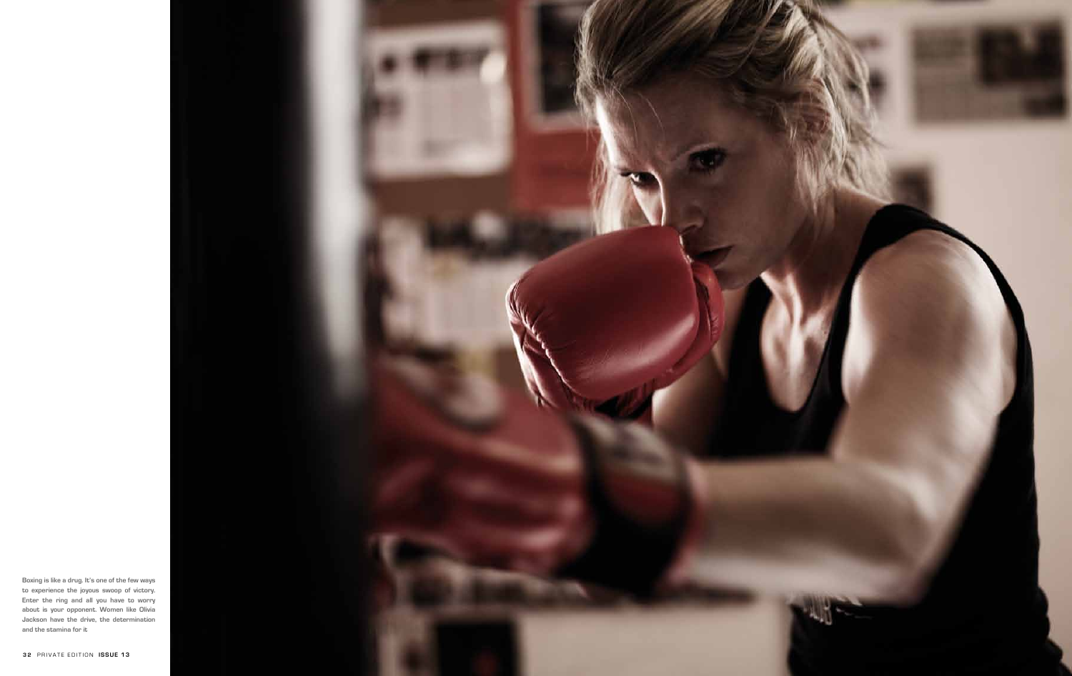Boxing is like a drug. It's one of the few ways to experience the joyous swoop of victory. Enter the ring and all you have to worry about is your opponent. Women like Olivia Jackson have the drive, the determination and the stamina for it